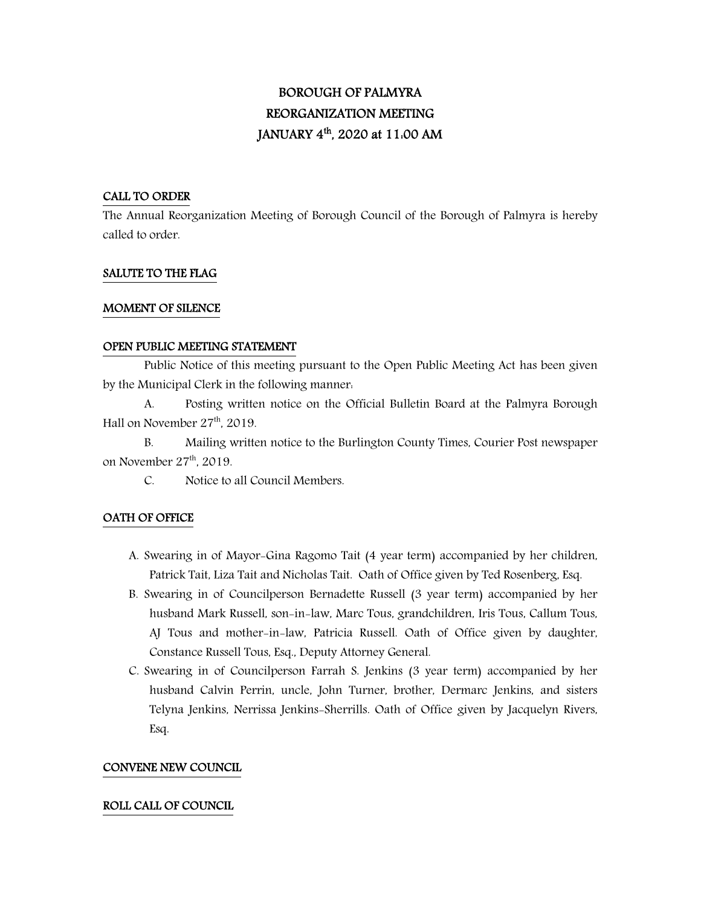# BOROUGH OF PALMYRA
# REORGANIZATION MEETING
# JANUARY 4th, 2020 at 11:00 AM

## CALL TO ORDER

The Annual Reorganization Meeting of Borough Council of the Borough of Palmyra is hereby called to order.

## SALUTE TO THE FLAG

## MOMENT OF SILENCE

## OPEN PUBLIC MEETING STATEMENT

Public Notice of this meeting pursuant to the Open Public Meeting Act has been given by the Municipal Clerk in the following manner:

A. Posting written notice on the Official Bulletin Board at the Palmyra Borough Hall on November 27th, 2019.

B. Mailing written notice to the Burlington County Times, Courier Post newspaper on November 27th, 2019.

C. Notice to all Council Members.

## OATH OF OFFICE

A. Swearing in of Mayor-Gina Ragomo Tait (4 year term) accompanied by her children, Patrick Tait, Liza Tait and Nicholas Tait. Oath of Office given by Ted Rosenberg, Esq.

B. Swearing in of Councilperson Bernadette Russell (3 year term) accompanied by her husband Mark Russell, son-in-law, Marc Tous, grandchildren, Iris Tous, Callum Tous, AJ Tous and mother-in-law, Patricia Russell. Oath of Office given by daughter, Constance Russell Tous, Esq., Deputy Attorney General.

C. Swearing in of Councilperson Farrah S. Jenkins (3 year term) accompanied by her husband Calvin Perrin, uncle, John Turner, brother, Dermarc Jenkins, and sisters Telyna Jenkins, Nerrissa Jenkins-Sherrills. Oath of Office given by Jacquelyn Rivers, Esq.

## CONVENE NEW COUNCIL

## ROLL CALL OF COUNCIL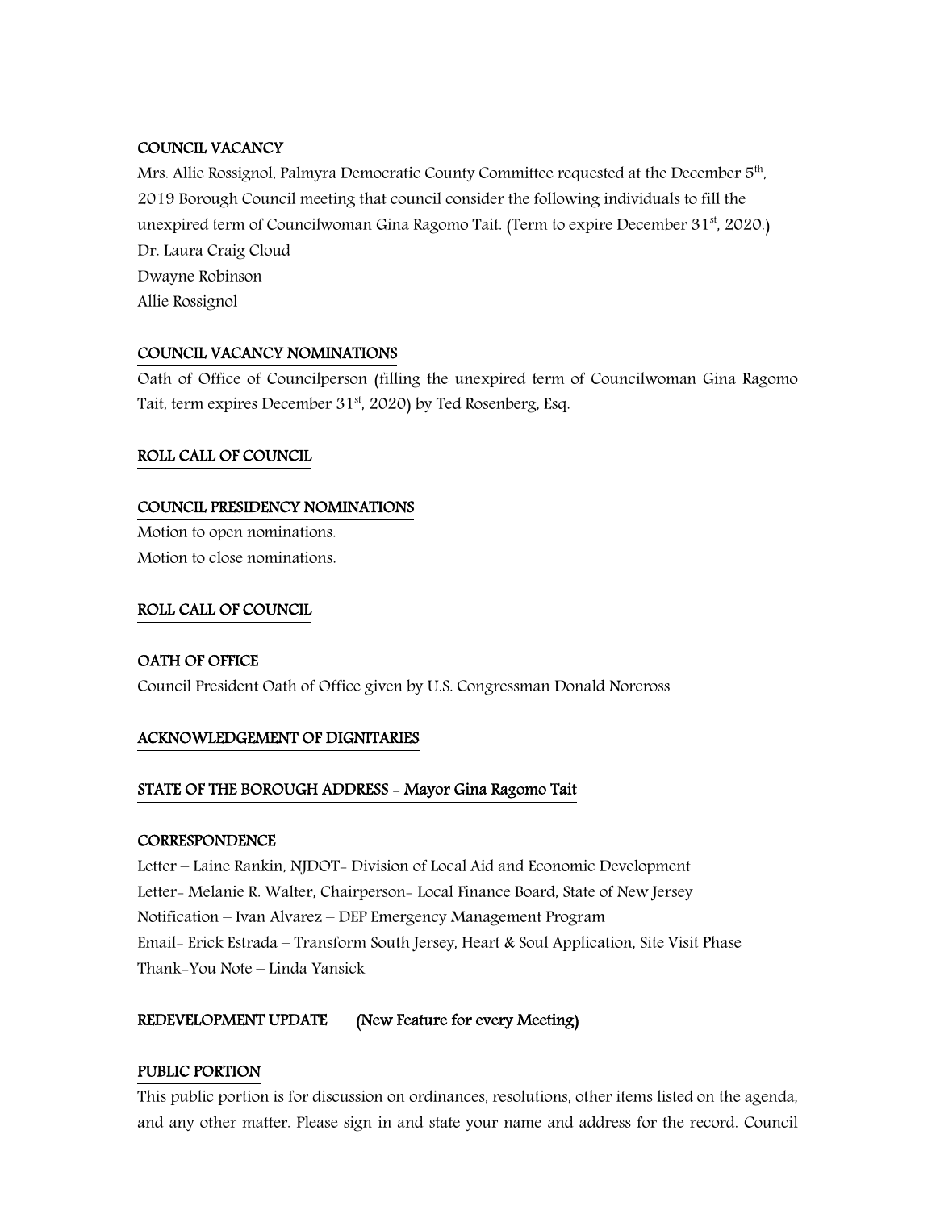## COUNCIL VACANCY

Mrs. Allie Rossignol, Palmyra Democratic County Committee requested at the December 5th, 2019 Borough Council meeting that council consider the following individuals to fill the unexpired term of Councilwoman Gina Ragomo Tait. (Term to expire December 31st, 2020.)

Dr. Laura Craig Cloud
Dwayne Robinson
Allie Rossignol

## COUNCIL VACANCY NOMINATIONS

Oath of Office of Councilperson (filling the unexpired term of Councilwoman Gina Ragomo Tait, term expires December 31st, 2020) by Ted Rosenberg, Esq.

## ROLL CALL OF COUNCIL

## COUNCIL PRESIDENCY NOMINATIONS

Motion to open nominations.
Motion to close nominations.

## ROLL CALL OF COUNCIL

## OATH OF OFFICE

Council President Oath of Office given by U.S. Congressman Donald Norcross

## ACKNOWLEDGEMENT OF DIGNITARIES

## STATE OF THE BOROUGH ADDRESS - Mayor Gina Ragomo Tait

## CORRESPONDENCE

Letter – Laine Rankin, NJDOT- Division of Local Aid and Economic Development
Letter- Melanie R. Walter, Chairperson- Local Finance Board, State of New Jersey
Notification – Ivan Alvarez – DEP Emergency Management Program
Email- Erick Estrada – Transform South Jersey, Heart & Soul Application, Site Visit Phase
Thank-You Note – Linda Yansick

## REDEVELOPMENT UPDATE (New Feature for every Meeting)

## PUBLIC PORTION

This public portion is for discussion on ordinances, resolutions, other items listed on the agenda, and any other matter. Please sign in and state your name and address for the record. Council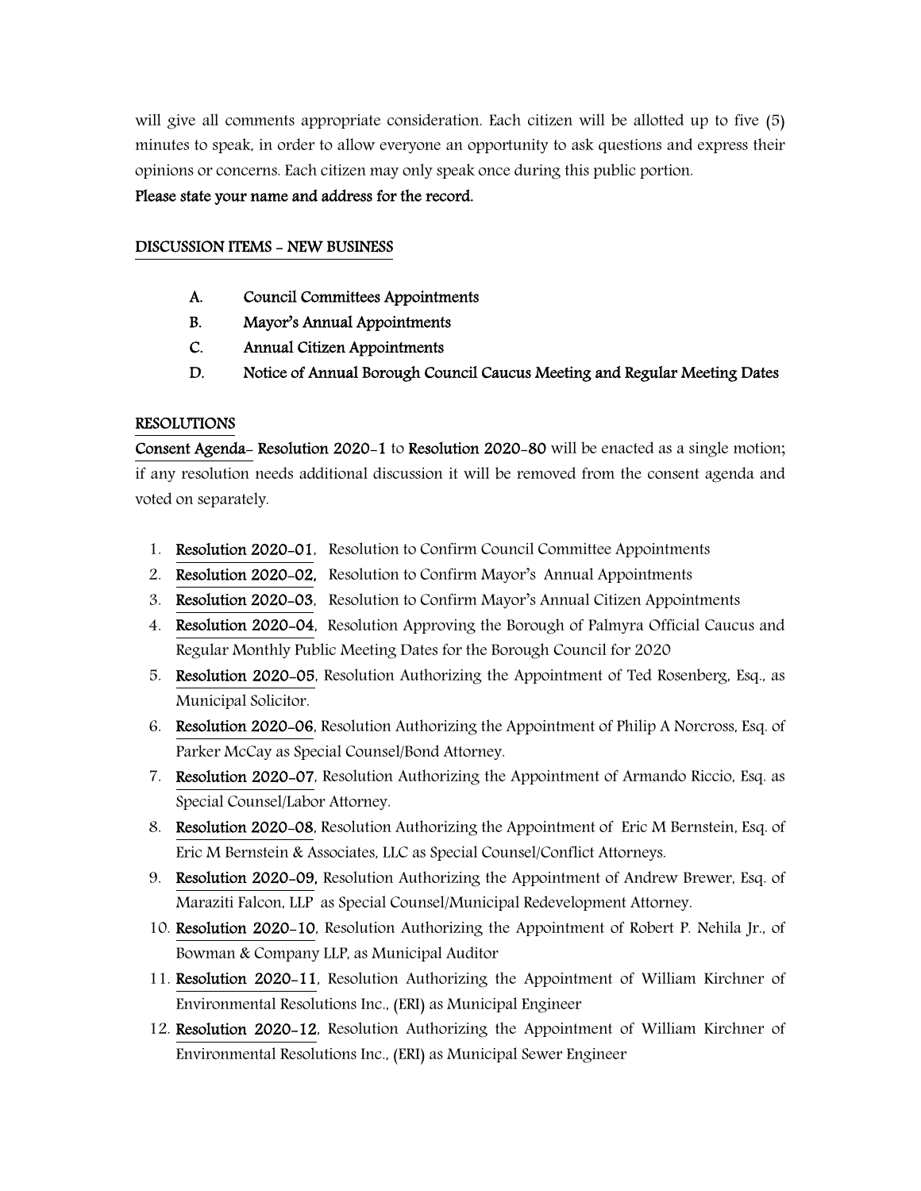will give all comments appropriate consideration. Each citizen will be allotted up to five (5) minutes to speak, in order to allow everyone an opportunity to ask questions and express their opinions or concerns. Each citizen may only speak once during this public portion.

**Please state your name and address for the record.**

**DISCUSSION ITEMS - NEW BUSINESS**

- **A. Council Committees Appointments**
- **B. Mayor's Annual Appointments**
- **C. Annual Citizen Appointments**
- **D. Notice of Annual Borough Council Caucus Meeting and Regular Meeting Dates**

**RESOLUTIONS**

**Consent Agenda- Resolution 2020-1** to **Resolution 2020-80** will be enacted as a single motion; if any resolution needs additional discussion it will be removed from the consent agenda and voted on separately.

1. **Resolution 2020-01**, Resolution to Confirm Council Committee Appointments
2. **Resolution 2020-02,** Resolution to Confirm Mayor's Annual Appointments
3. **Resolution 2020-03**, Resolution to Confirm Mayor's Annual Citizen Appointments
4. **Resolution 2020-04**, Resolution Approving the Borough of Palmyra Official Caucus and Regular Monthly Public Meeting Dates for the Borough Council for 2020
5. **Resolution 2020-05**, Resolution Authorizing the Appointment of Ted Rosenberg, Esq., as Municipal Solicitor.
6. **Resolution 2020-06**, Resolution Authorizing the Appointment of Philip A Norcross, Esq. of Parker McCay as Special Counsel/Bond Attorney.
7. **Resolution 2020-07**, Resolution Authorizing the Appointment of Armando Riccio, Esq. as Special Counsel/Labor Attorney.
8. **Resolution 2020-08**, Resolution Authorizing the Appointment of Eric M Bernstein, Esq. of Eric M Bernstein & Associates, LLC as Special Counsel/Conflict Attorneys.
9. **Resolution 2020-09,** Resolution Authorizing the Appointment of Andrew Brewer, Esq. of Maraziti Falcon, LLP as Special Counsel/Municipal Redevelopment Attorney.
10. **Resolution 2020-10**, Resolution Authorizing the Appointment of Robert P. Nehila Jr., of Bowman & Company LLP, as Municipal Auditor
11. **Resolution 2020-11**, Resolution Authorizing the Appointment of William Kirchner of Environmental Resolutions Inc., (ERI) as Municipal Engineer
12. **Resolution 2020-12**, Resolution Authorizing the Appointment of William Kirchner of Environmental Resolutions Inc., (ERI) as Municipal Sewer Engineer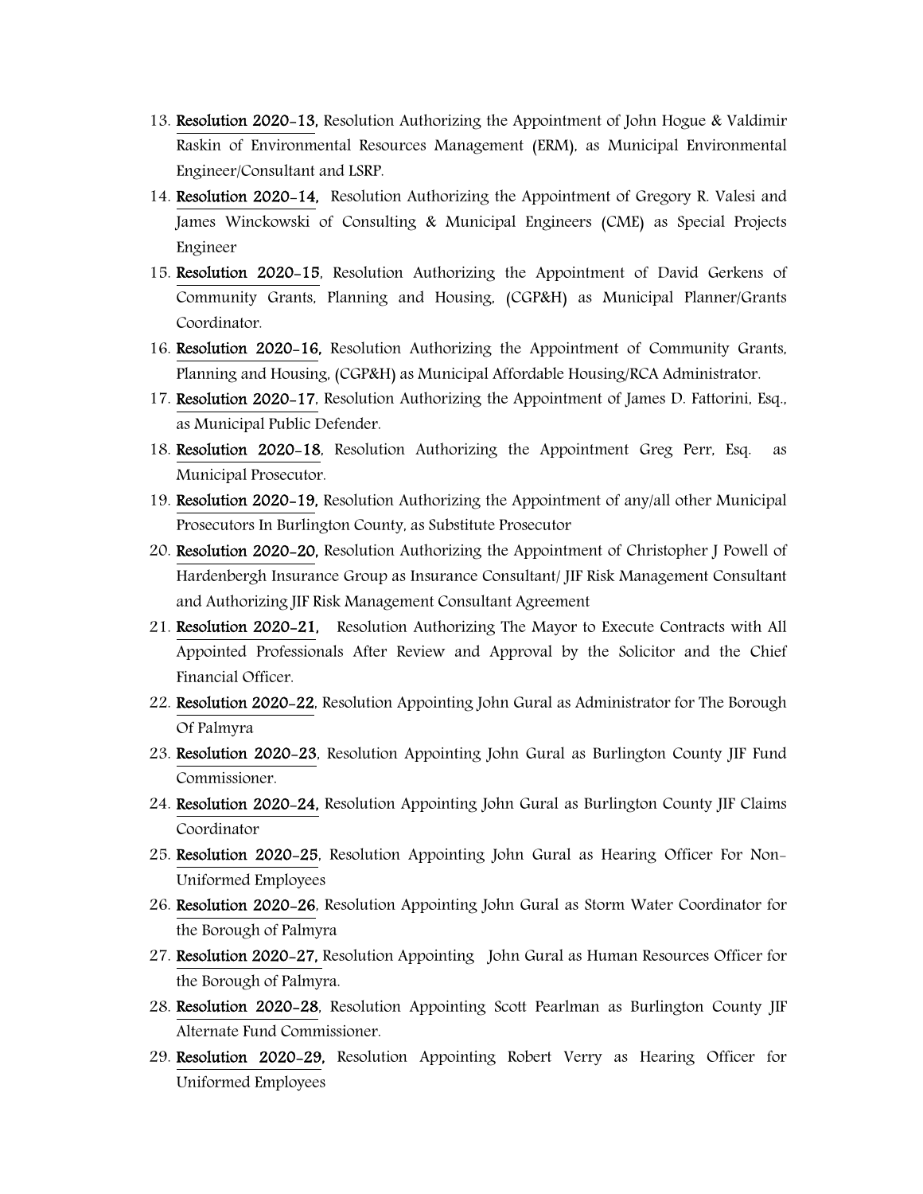13. **Resolution 2020-13,** Resolution Authorizing the Appointment of John Hogue & Valdimir Raskin of Environmental Resources Management (ERM), as Municipal Environmental Engineer/Consultant and LSRP.
14. **Resolution 2020-14,** Resolution Authorizing the Appointment of Gregory R. Valesi and James Winckowski of Consulting & Municipal Engineers (CME) as Special Projects Engineer
15. **Resolution 2020-15**, Resolution Authorizing the Appointment of David Gerkens of Community Grants, Planning and Housing, (CGP&H) as Municipal Planner/Grants Coordinator.
16. **Resolution 2020-16,** Resolution Authorizing the Appointment of Community Grants, Planning and Housing, (CGP&H) as Municipal Affordable Housing/RCA Administrator.
17. **Resolution 2020-17**, Resolution Authorizing the Appointment of James D. Fattorini, Esq., as Municipal Public Defender.
18. **Resolution 2020-18**, Resolution Authorizing the Appointment Greg Perr, Esq. as Municipal Prosecutor.
19. **Resolution 2020-19,** Resolution Authorizing the Appointment of any/all other Municipal Prosecutors In Burlington County, as Substitute Prosecutor
20. **Resolution 2020-20,** Resolution Authorizing the Appointment of Christopher J Powell of Hardenbergh Insurance Group as Insurance Consultant/ JIF Risk Management Consultant and Authorizing JIF Risk Management Consultant Agreement
21. **Resolution 2020-21,** Resolution Authorizing The Mayor to Execute Contracts with All Appointed Professionals After Review and Approval by the Solicitor and the Chief Financial Officer.
22. **Resolution 2020-22**, Resolution Appointing John Gural as Administrator for The Borough Of Palmyra
23. **Resolution 2020-23**, Resolution Appointing John Gural as Burlington County JIF Fund Commissioner.
24. **Resolution 2020-24,** Resolution Appointing John Gural as Burlington County JIF Claims Coordinator
25. **Resolution 2020-25**, Resolution Appointing John Gural as Hearing Officer For Non-Uniformed Employees
26. **Resolution 2020-26**, Resolution Appointing John Gural as Storm Water Coordinator for the Borough of Palmyra
27. **Resolution 2020-27,** Resolution Appointing John Gural as Human Resources Officer for the Borough of Palmyra.
28. **Resolution 2020-28**, Resolution Appointing Scott Pearlman as Burlington County JIF Alternate Fund Commissioner.
29. **Resolution 2020-29,** Resolution Appointing Robert Verry as Hearing Officer for Uniformed Employees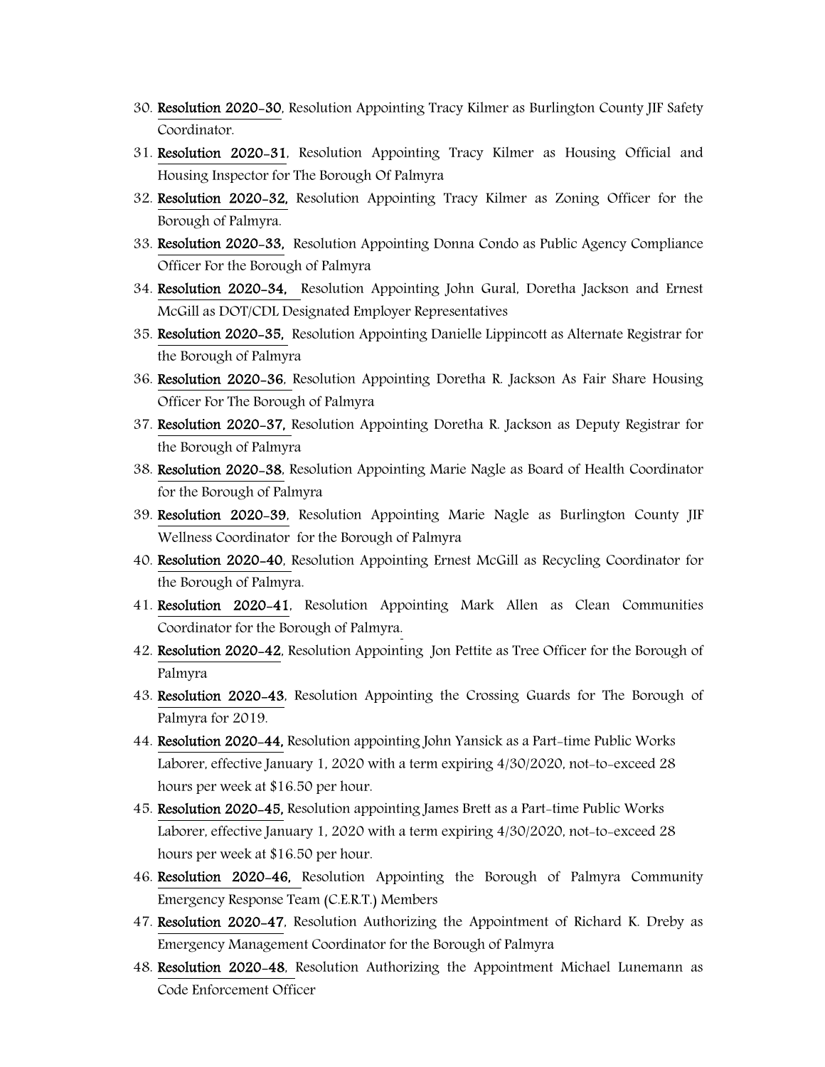30. **Resolution 2020-30**, Resolution Appointing Tracy Kilmer as Burlington County JIF Safety Coordinator.
31. **Resolution 2020-31**, Resolution Appointing Tracy Kilmer as Housing Official and Housing Inspector for The Borough Of Palmyra
32. **Resolution 2020-32,** Resolution Appointing Tracy Kilmer as Zoning Officer for the Borough of Palmyra.
33. **Resolution 2020-33,** Resolution Appointing Donna Condo as Public Agency Compliance Officer For the Borough of Palmyra
34. **Resolution 2020-34,** Resolution Appointing John Gural, Doretha Jackson and Ernest McGill as DOT/CDL Designated Employer Representatives
35. **Resolution 2020-35,** Resolution Appointing Danielle Lippincott as Alternate Registrar for the Borough of Palmyra
36. **Resolution 2020-36**, Resolution Appointing Doretha R. Jackson As Fair Share Housing Officer For The Borough of Palmyra
37. **Resolution 2020-37,** Resolution Appointing Doretha R. Jackson as Deputy Registrar for the Borough of Palmyra
38. **Resolution 2020-38**, Resolution Appointing Marie Nagle as Board of Health Coordinator for the Borough of Palmyra
39. **Resolution 2020-39**, Resolution Appointing Marie Nagle as Burlington County JIF Wellness Coordinator for the Borough of Palmyra
40. **Resolution 2020-40**, Resolution Appointing Ernest McGill as Recycling Coordinator for the Borough of Palmyra.
41. **Resolution 2020-41**, Resolution Appointing Mark Allen as Clean Communities Coordinator for the Borough of Palmyra.
42. **Resolution 2020-42**, Resolution Appointing Jon Pettite as Tree Officer for the Borough of Palmyra
43. **Resolution 2020-43**, Resolution Appointing the Crossing Guards for The Borough of Palmyra for 2019.
44. **Resolution 2020-44,** Resolution appointing John Yansick as a Part-time Public Works Laborer, effective January 1, 2020 with a term expiring 4/30/2020, not-to-exceed 28 hours per week at $16.50 per hour.
45. **Resolution 2020-45,** Resolution appointing James Brett as a Part-time Public Works Laborer, effective January 1, 2020 with a term expiring 4/30/2020, not-to-exceed 28 hours per week at $16.50 per hour.
46. **Resolution 2020-46,** Resolution Appointing the Borough of Palmyra Community Emergency Response Team (C.E.R.T.) Members
47. **Resolution 2020-47**, Resolution Authorizing the Appointment of Richard K. Dreby as Emergency Management Coordinator for the Borough of Palmyra
48. **Resolution 2020-48**, Resolution Authorizing the Appointment Michael Lunemann as Code Enforcement Officer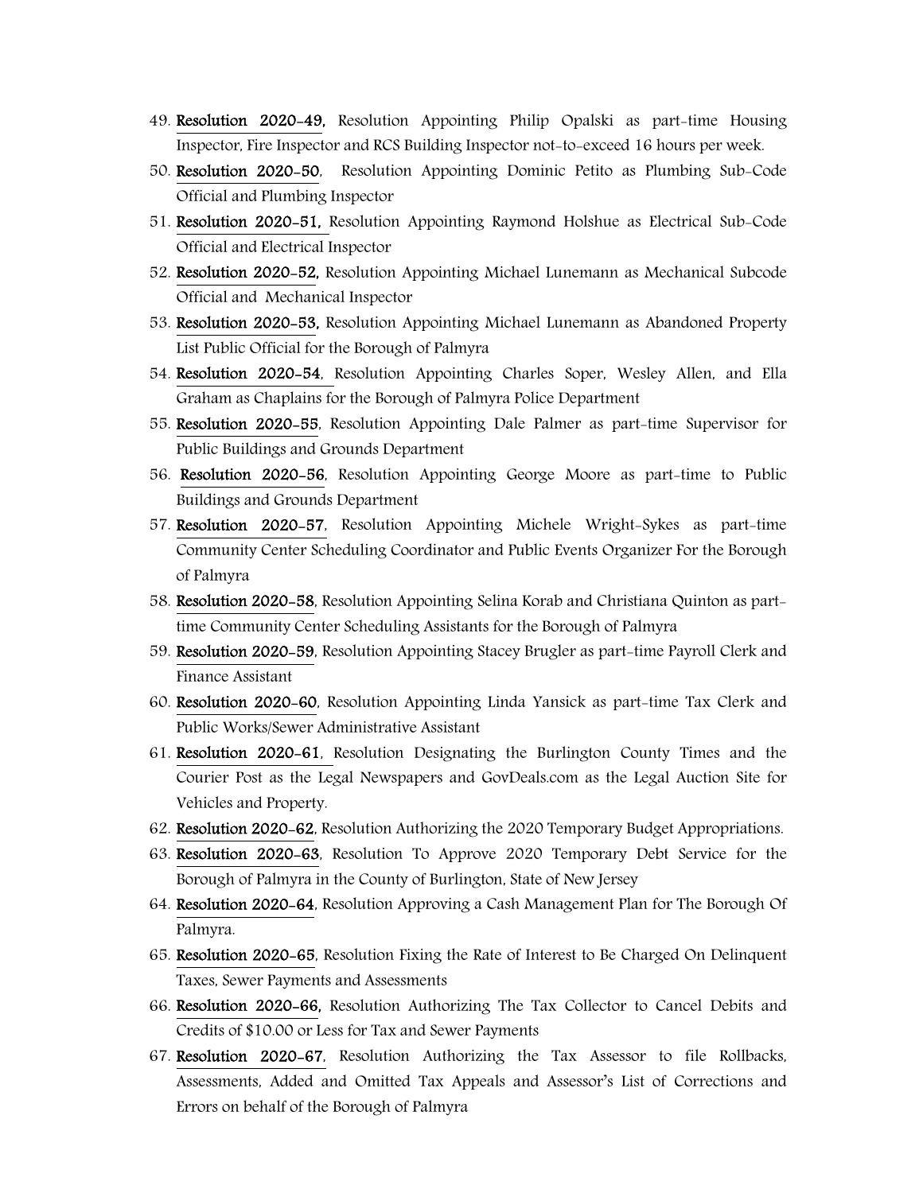49. **Resolution 2020-49,** Resolution Appointing Philip Opalski as part-time Housing Inspector, Fire Inspector and RCS Building Inspector not-to-exceed 16 hours per week.
50. **Resolution 2020-50**, Resolution Appointing Dominic Petito as Plumbing Sub-Code Official and Plumbing Inspector
51. **Resolution 2020-51,** Resolution Appointing Raymond Holshue as Electrical Sub-Code Official and Electrical Inspector
52. **Resolution 2020-52,** Resolution Appointing Michael Lunemann as Mechanical Subcode Official and Mechanical Inspector
53. **Resolution 2020-53,** Resolution Appointing Michael Lunemann as Abandoned Property List Public Official for the Borough of Palmyra
54. **Resolution 2020-54**, Resolution Appointing Charles Soper, Wesley Allen, and Ella Graham as Chaplains for the Borough of Palmyra Police Department
55. **Resolution 2020-55**, Resolution Appointing Dale Palmer as part-time Supervisor for Public Buildings and Grounds Department
56. **Resolution 2020-56**, Resolution Appointing George Moore as part-time to Public Buildings and Grounds Department
57. **Resolution 2020-57**, Resolution Appointing Michele Wright-Sykes as part-time Community Center Scheduling Coordinator and Public Events Organizer For the Borough of Palmyra
58. **Resolution 2020-58**, Resolution Appointing Selina Korab and Christiana Quinton as part-time Community Center Scheduling Assistants for the Borough of Palmyra
59. **Resolution 2020-59**, Resolution Appointing Stacey Brugler as part-time Payroll Clerk and Finance Assistant
60. **Resolution 2020-60**, Resolution Appointing Linda Yansick as part-time Tax Clerk and Public Works/Sewer Administrative Assistant
61. **Resolution 2020-61**, Resolution Designating the Burlington County Times and the Courier Post as the Legal Newspapers and GovDeals.com as the Legal Auction Site for Vehicles and Property.
62. **Resolution 2020-62**, Resolution Authorizing the 2020 Temporary Budget Appropriations.
63. **Resolution 2020-63**, Resolution To Approve 2020 Temporary Debt Service for the Borough of Palmyra in the County of Burlington, State of New Jersey
64. **Resolution 2020-64**, Resolution Approving a Cash Management Plan for The Borough Of Palmyra.
65. **Resolution 2020-65**, Resolution Fixing the Rate of Interest to Be Charged On Delinquent Taxes, Sewer Payments and Assessments
66. **Resolution 2020-66,** Resolution Authorizing The Tax Collector to Cancel Debits and Credits of $10.00 or Less for Tax and Sewer Payments
67. **Resolution 2020-67**, Resolution Authorizing the Tax Assessor to file Rollbacks, Assessments, Added and Omitted Tax Appeals and Assessor's List of Corrections and Errors on behalf of the Borough of Palmyra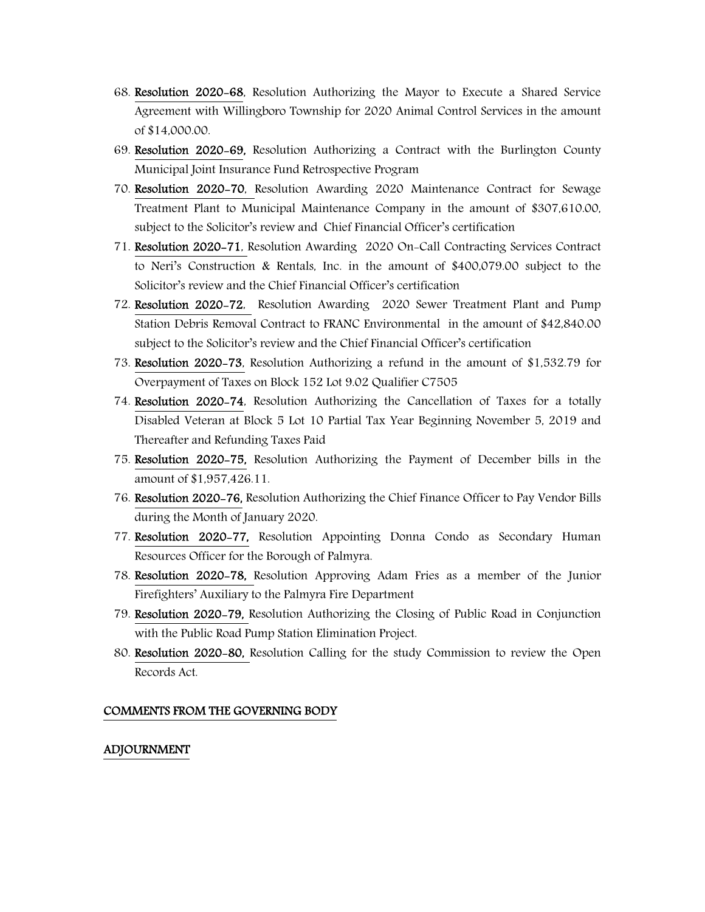68. **Resolution 2020-68**, Resolution Authorizing the Mayor to Execute a Shared Service Agreement with Willingboro Township for 2020 Animal Control Services in the amount of $14,000.00.
69. **Resolution 2020-69,** Resolution Authorizing a Contract with the Burlington County Municipal Joint Insurance Fund Retrospective Program
70. **Resolution 2020-70**, Resolution Awarding 2020 Maintenance Contract for Sewage Treatment Plant to Municipal Maintenance Company in the amount of $307,610.00, subject to the Solicitor's review and Chief Financial Officer's certification
71. **Resolution 2020-71**, Resolution Awarding 2020 On-Call Contracting Services Contract to Neri's Construction & Rentals, Inc. in the amount of $400,079.00 subject to the Solicitor's review and the Chief Financial Officer's certification
72. **Resolution 2020-72**, Resolution Awarding 2020 Sewer Treatment Plant and Pump Station Debris Removal Contract to FRANC Environmental in the amount of $42,840.00 subject to the Solicitor's review and the Chief Financial Officer's certification
73. **Resolution 2020-73**, Resolution Authorizing a refund in the amount of $1,532.79 for Overpayment of Taxes on Block 152 Lot 9.02 Qualifier C7505
74. **Resolution 2020-74**, Resolution Authorizing the Cancellation of Taxes for a totally Disabled Veteran at Block 5 Lot 10 Partial Tax Year Beginning November 5, 2019 and Thereafter and Refunding Taxes Paid
75. **Resolution 2020-75,** Resolution Authorizing the Payment of December bills in the amount of $1,957,426.11.
76. **Resolution 2020-76,** Resolution Authorizing the Chief Finance Officer to Pay Vendor Bills during the Month of January 2020.
77. **Resolution 2020-77,** Resolution Appointing Donna Condo as Secondary Human Resources Officer for the Borough of Palmyra.
78. **Resolution 2020-78,** Resolution Approving Adam Fries as a member of the Junior Firefighters' Auxiliary to the Palmyra Fire Department
79. **Resolution 2020-79,** Resolution Authorizing the Closing of Public Road in Conjunction with the Public Road Pump Station Elimination Project.
80. **Resolution 2020-80,** Resolution Calling for the study Commission to review the Open Records Act.

**COMMENTS FROM THE GOVERNING BODY**

**ADJOURNMENT**